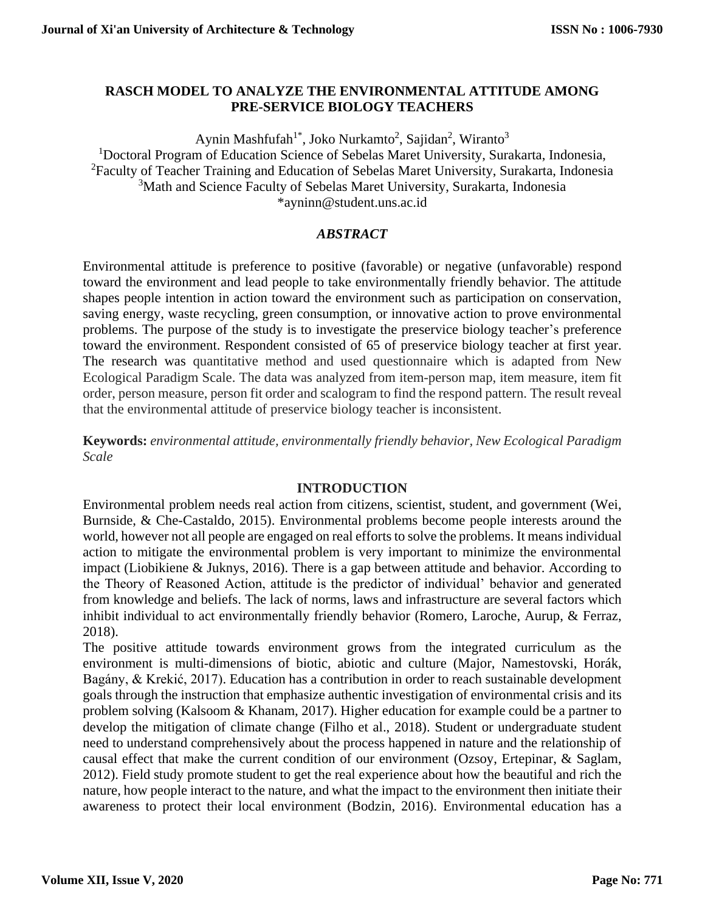# RASCH MODEL TO ANALYZE THE ENVIRONMENTAL ATTITUDE AMONG PRE-SERVICE BIOLOGY TEACHERS

Aynin Mashfufah[1*], Joko Nurkamto[2], Sajidan[2], Wiranto[3]

[1]Doctoral Program of Education Science of Sebelas Maret University, Surakarta, Indonesia,
[2]Faculty of Teacher Training and Education of Sebelas Maret University, Surakarta, Indonesia
[3]Math and Science Faculty of Sebelas Maret University, Surakarta, Indonesia
*ayninn@student.uns.ac.id

## *ABSTRACT*

Environmental attitude is preference to positive (favorable) or negative (unfavorable) respond toward the environment and lead people to take environmentally friendly behavior. The attitude shapes people intention in action toward the environment such as participation on conservation, saving energy, waste recycling, green consumption, or innovative action to prove environmental problems. The purpose of the study is to investigate the preservice biology teacher's preference toward the environment. Respondent consisted of 65 of preservice biology teacher at first year. The research was quantitative method and used questionnaire which is adapted from New Ecological Paradigm Scale. The data was analyzed from item-person map, item measure, item fit order, person measure, person fit order and scalogram to find the respond pattern. The result reveal that the environmental attitude of preservice biology teacher is inconsistent.

**Keywords:** *environmental attitude, environmentally friendly behavior, New Ecological Paradigm Scale*

## INTRODUCTION

Environmental problem needs real action from citizens, scientist, student, and government (Wei, Burnside, & Che-Castaldo, 2015). Environmental problems become people interests around the world, however not all people are engaged on real efforts to solve the problems. It means individual action to mitigate the environmental problem is very important to minimize the environmental impact (Liobikiene & Juknys, 2016). There is a gap between attitude and behavior. According to the Theory of Reasoned Action, attitude is the predictor of individual' behavior and generated from knowledge and beliefs. The lack of norms, laws and infrastructure are several factors which inhibit individual to act environmentally friendly behavior (Romero, Laroche, Aurup, & Ferraz, 2018).

The positive attitude towards environment grows from the integrated curriculum as the environment is multi-dimensions of biotic, abiotic and culture (Major, Namestovski, Horák, Bagány, & Krekić, 2017). Education has a contribution in order to reach sustainable development goals through the instruction that emphasize authentic investigation of environmental crisis and its problem solving (Kalsoom & Khanam, 2017). Higher education for example could be a partner to develop the mitigation of climate change (Filho et al., 2018). Student or undergraduate student need to understand comprehensively about the process happened in nature and the relationship of causal effect that make the current condition of our environment (Ozsoy, Ertepinar, & Saglam, 2012). Field study promote student to get the real experience about how the beautiful and rich the nature, how people interact to the nature, and what the impact to the environment then initiate their awareness to protect their local environment (Bodzin, 2016). Environmental education has a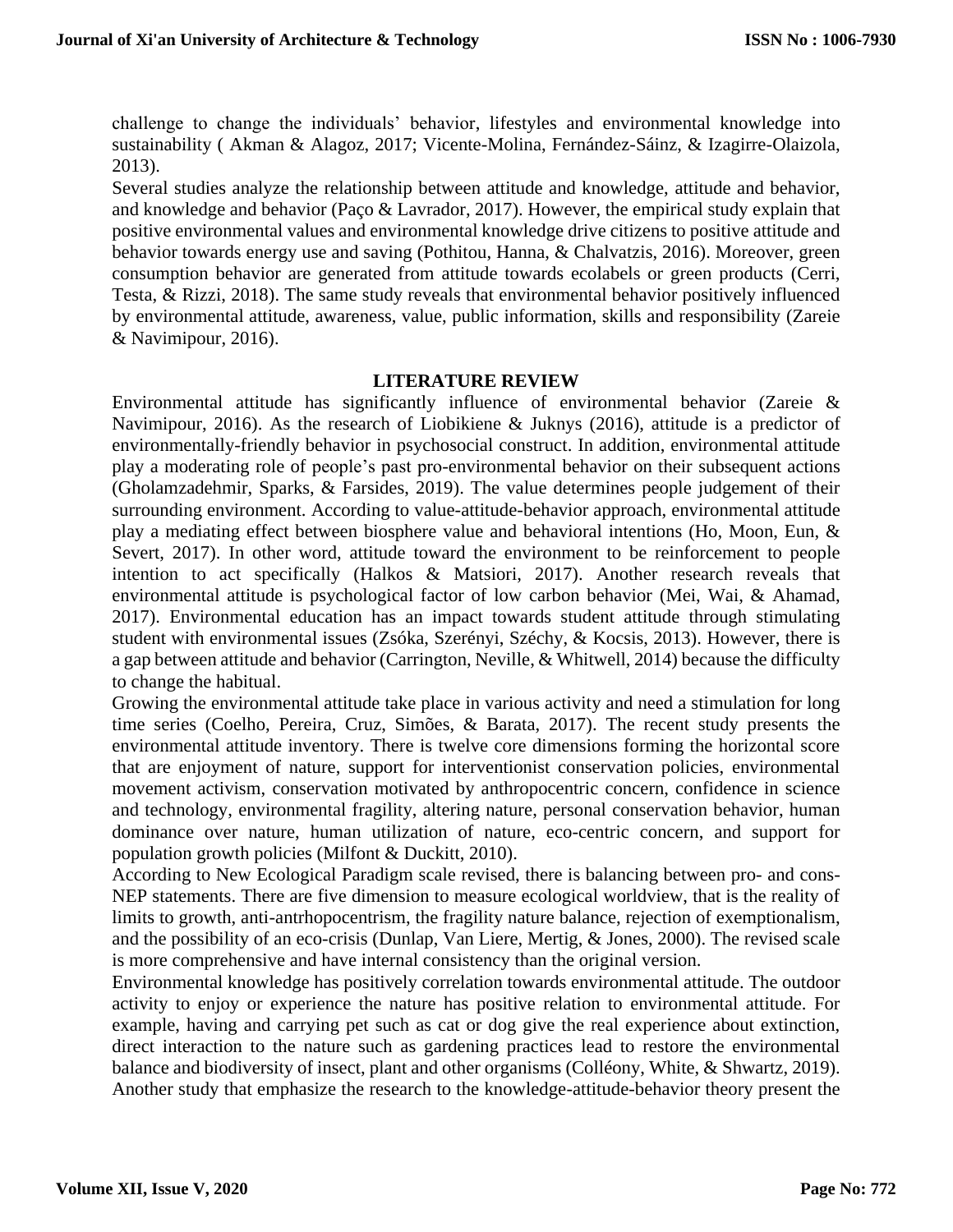challenge to change the individuals' behavior, lifestyles and environmental knowledge into sustainability ( Akman & Alagoz, 2017; Vicente-Molina, Fernández-Sáinz, & Izagirre-Olaizola, 2013).

Several studies analyze the relationship between attitude and knowledge, attitude and behavior, and knowledge and behavior (Paço & Lavrador, 2017). However, the empirical study explain that positive environmental values and environmental knowledge drive citizens to positive attitude and behavior towards energy use and saving (Pothitou, Hanna, & Chalvatzis, 2016). Moreover, green consumption behavior are generated from attitude towards ecolabels or green products (Cerri, Testa, & Rizzi, 2018). The same study reveals that environmental behavior positively influenced by environmental attitude, awareness, value, public information, skills and responsibility (Zareie & Navimipour, 2016).

## LITERATURE REVIEW

Environmental attitude has significantly influence of environmental behavior (Zareie & Navimipour, 2016). As the research of Liobikiene & Juknys (2016), attitude is a predictor of environmentally-friendly behavior in psychosocial construct. In addition, environmental attitude play a moderating role of people's past pro-environmental behavior on their subsequent actions (Gholamzadehmir, Sparks, & Farsides, 2019). The value determines people judgement of their surrounding environment. According to value-attitude-behavior approach, environmental attitude play a mediating effect between biosphere value and behavioral intentions (Ho, Moon, Eun, & Severt, 2017). In other word, attitude toward the environment to be reinforcement to people intention to act specifically (Halkos & Matsiori, 2017). Another research reveals that environmental attitude is psychological factor of low carbon behavior (Mei, Wai, & Ahamad, 2017). Environmental education has an impact towards student attitude through stimulating student with environmental issues (Zsóka, Szerényi, Széchy, & Kocsis, 2013). However, there is a gap between attitude and behavior (Carrington, Neville, & Whitwell, 2014) because the difficulty to change the habitual.

Growing the environmental attitude take place in various activity and need a stimulation for long time series (Coelho, Pereira, Cruz, Simões, & Barata, 2017). The recent study presents the environmental attitude inventory. There is twelve core dimensions forming the horizontal score that are enjoyment of nature, support for interventionist conservation policies, environmental movement activism, conservation motivated by anthropocentric concern, confidence in science and technology, environmental fragility, altering nature, personal conservation behavior, human dominance over nature, human utilization of nature, eco-centric concern, and support for population growth policies (Milfont & Duckitt, 2010).

According to New Ecological Paradigm scale revised, there is balancing between pro- and cons-NEP statements. There are five dimension to measure ecological worldview, that is the reality of limits to growth, anti-antrhopocentrism, the fragility nature balance, rejection of exemptionalism, and the possibility of an eco-crisis (Dunlap, Van Liere, Mertig, & Jones, 2000). The revised scale is more comprehensive and have internal consistency than the original version.

Environmental knowledge has positively correlation towards environmental attitude. The outdoor activity to enjoy or experience the nature has positive relation to environmental attitude. For example, having and carrying pet such as cat or dog give the real experience about extinction, direct interaction to the nature such as gardening practices lead to restore the environmental balance and biodiversity of insect, plant and other organisms (Colléony, White, & Shwartz, 2019). Another study that emphasize the research to the knowledge-attitude-behavior theory present the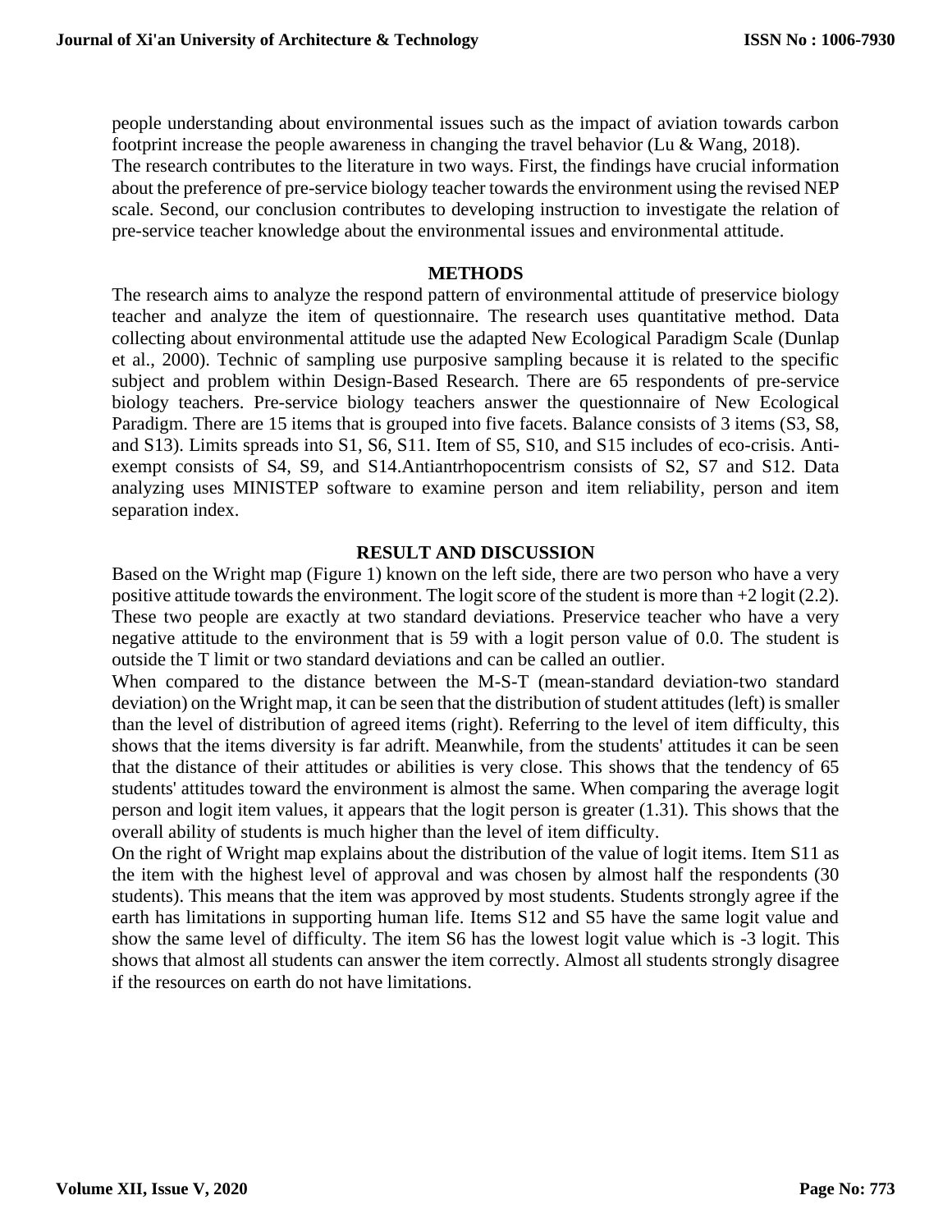people understanding about environmental issues such as the impact of aviation towards carbon footprint increase the people awareness in changing the travel behavior (Lu & Wang, 2018).

The research contributes to the literature in two ways. First, the findings have crucial information about the preference of pre-service biology teacher towards the environment using the revised NEP scale. Second, our conclusion contributes to developing instruction to investigate the relation of pre-service teacher knowledge about the environmental issues and environmental attitude.

## METHODS

The research aims to analyze the respond pattern of environmental attitude of preservice biology teacher and analyze the item of questionnaire. The research uses quantitative method. Data collecting about environmental attitude use the adapted New Ecological Paradigm Scale (Dunlap et al., 2000). Technic of sampling use purposive sampling because it is related to the specific subject and problem within Design-Based Research. There are 65 respondents of pre-service biology teachers. Pre-service biology teachers answer the questionnaire of New Ecological Paradigm. There are 15 items that is grouped into five facets. Balance consists of 3 items (S3, S8, and S13). Limits spreads into S1, S6, S11. Item of S5, S10, and S15 includes of eco-crisis. Anti-exempt consists of S4, S9, and S14.Antiantrhopocentrism consists of S2, S7 and S12. Data analyzing uses MINISTEP software to examine person and item reliability, person and item separation index.

## RESULT AND DISCUSSION

Based on the Wright map (Figure 1) known on the left side, there are two person who have a very positive attitude towards the environment. The logit score of the student is more than +2 logit (2.2). These two people are exactly at two standard deviations. Preservice teacher who have a very negative attitude to the environment that is 59 with a logit person value of 0.0. The student is outside the T limit or two standard deviations and can be called an outlier.

When compared to the distance between the M-S-T (mean-standard deviation-two standard deviation) on the Wright map, it can be seen that the distribution of student attitudes (left) is smaller than the level of distribution of agreed items (right). Referring to the level of item difficulty, this shows that the items diversity is far adrift. Meanwhile, from the students' attitudes it can be seen that the distance of their attitudes or abilities is very close. This shows that the tendency of 65 students' attitudes toward the environment is almost the same. When comparing the average logit person and logit item values, it appears that the logit person is greater (1.31). This shows that the overall ability of students is much higher than the level of item difficulty.

On the right of Wright map explains about the distribution of the value of logit items. Item S11 as the item with the highest level of approval and was chosen by almost half the respondents (30 students). This means that the item was approved by most students. Students strongly agree if the earth has limitations in supporting human life. Items S12 and S5 have the same logit value and show the same level of difficulty. The item S6 has the lowest logit value which is -3 logit. This shows that almost all students can answer the item correctly. Almost all students strongly disagree if the resources on earth do not have limitations.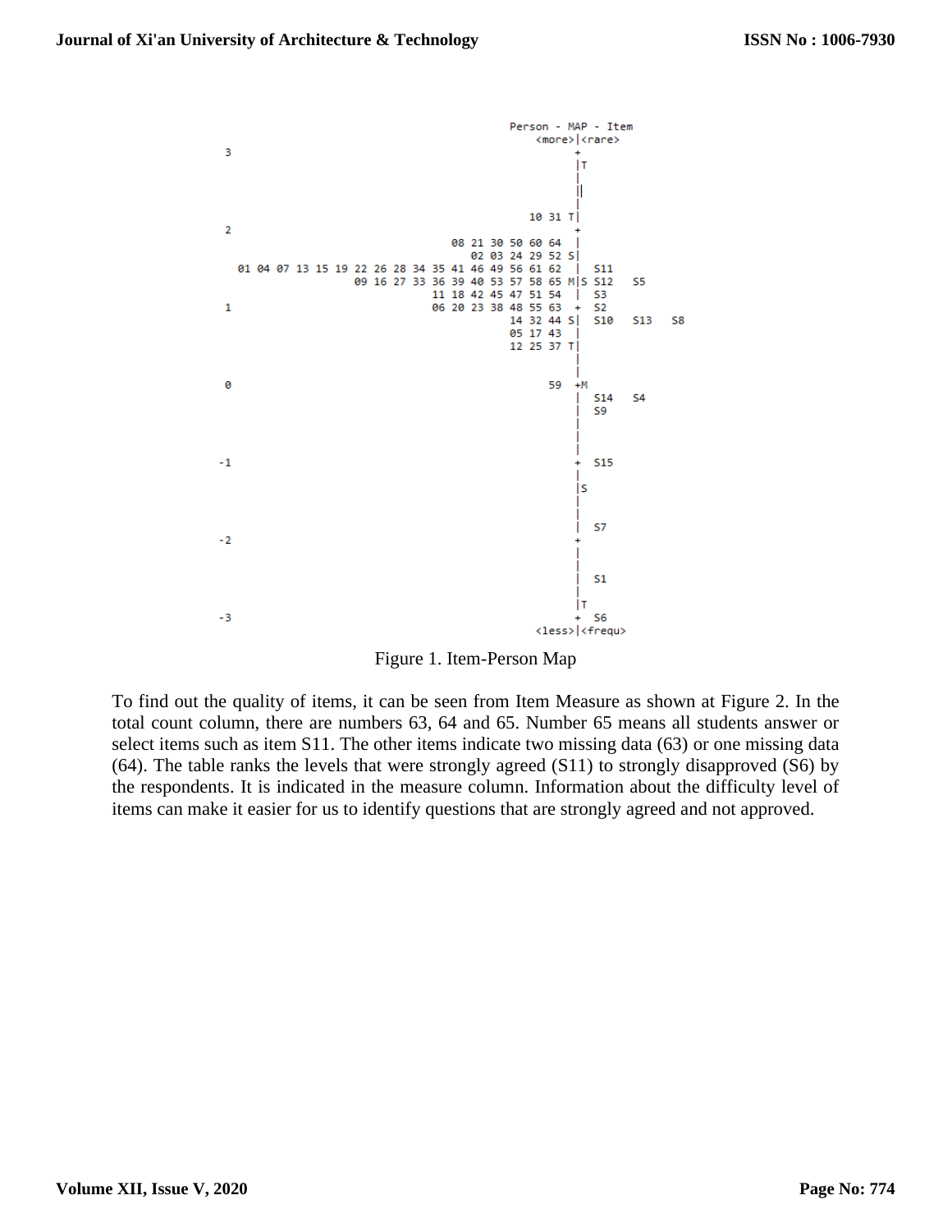```
                                   Person - MAP - Item
                                        <more>|<rare>
 3                                            +
                                              |T
                                              |
                                              ||
                                              |
                                      10 31 T|
 2                                            +
                          08 21 30 50 60 64   |
                            02 03 24 29 52 S|
 01 04 07 13 15 19 22 26 28 34 35 41 46 49 56 61 62   |   S11
              09 16 27 33 36 39 40 53 57 58 65 M|S S12    S5
                          11 18 42 45 47 51 54   |   S3
 1                        06 20 23 38 48 55 63   +   S2
                                  14 32 44 S|   S10    S13    S8
                                  05 17 43   |
                                  12 25 37 T|
                                              |
                                              |
 0                                       59  +M
                                              |   S14    S4
                                              |   S9
                                              |
                                              |
                                              |
-1                                            +   S15
                                              |
                                              |S
                                              |
                                              |
                                              |   S7
-2                                            +
                                              |
                                              |
                                              |   S1
                                              |
                                              |T
-3                                            +   S6
                                        <less>|<frequ>
```

Figure 1. Item-Person Map

To find out the quality of items, it can be seen from Item Measure as shown at Figure 2. In the total count column, there are numbers 63, 64 and 65. Number 65 means all students answer or select items such as item S11. The other items indicate two missing data (63) or one missing data (64). The table ranks the levels that were strongly agreed (S11) to strongly disapproved (S6) by the respondents. It is indicated in the measure column. Information about the difficulty level of items can make it easier for us to identify questions that are strongly agreed and not approved.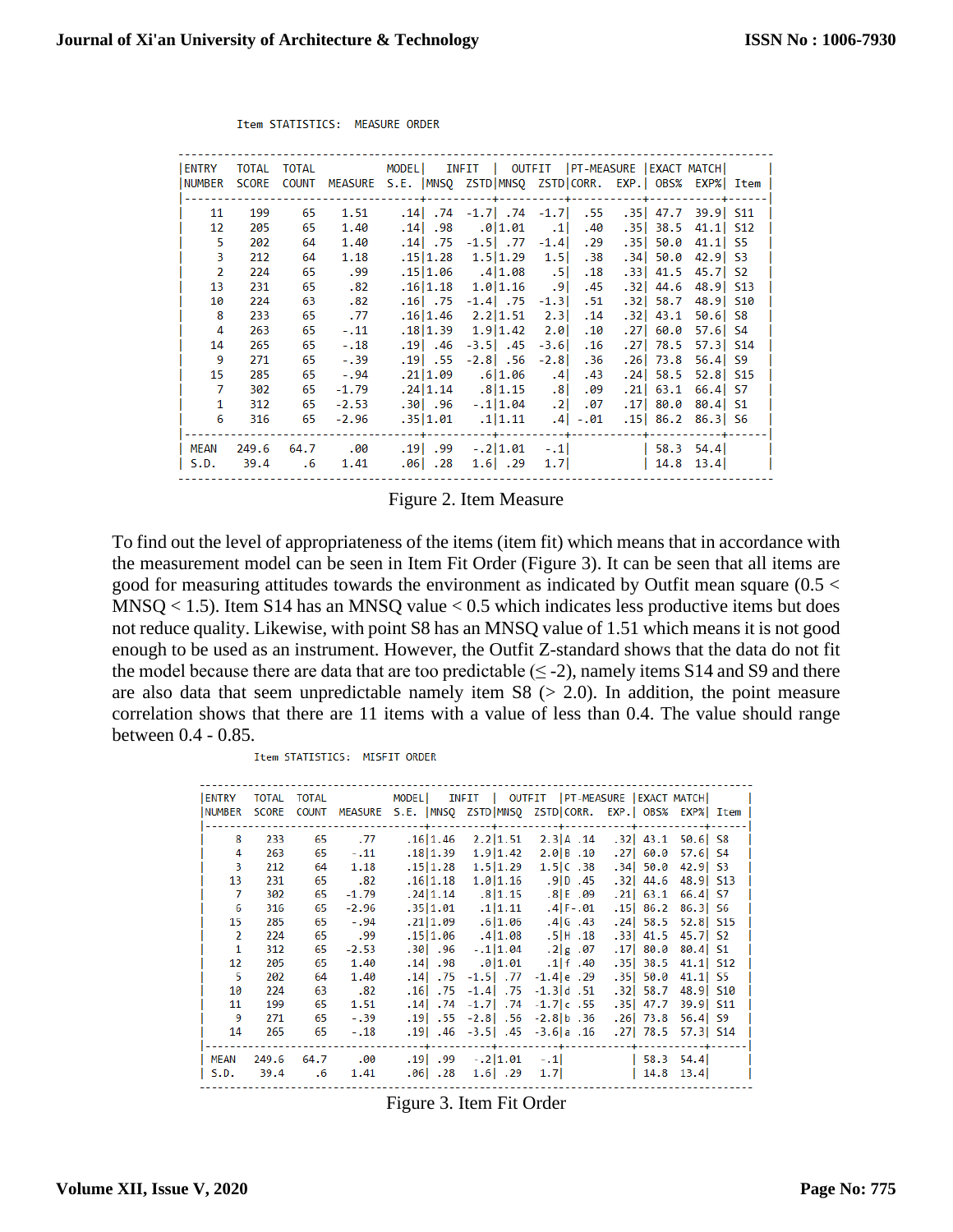Item STATISTICS: MEASURE ORDER

| ENTRY NUMBER | TOTAL SCORE | TOTAL COUNT | MEASURE | MODEL S.E. | INFIT MNSQ | INFIT ZSTD | OUTFIT MNSQ | OUTFIT ZSTD | PT-MEASURE CORR. | PT-MEASURE EXP. | EXACT MATCH OBS% | EXACT MATCH EXP% | Item |
|---|---|---|---|---|---|---|---|---|---|---|---|---|---|
| 11 | 199 | 65 | 1.51 | .14 | .74 | -1.7 | .74 | -1.7 | .55 | .35 | 47.7 | 39.9 | S11 |
| 12 | 205 | 65 | 1.40 | .14 | .98 | .0 | 1.01 | .1 | .40 | .35 | 38.5 | 41.1 | S12 |
| 5 | 202 | 64 | 1.40 | .14 | .75 | -1.5 | .77 | -1.4 | .29 | .35 | 50.0 | 41.1 | S5 |
| 3 | 212 | 64 | 1.18 | .15 | 1.28 | 1.5 | 1.29 | 1.5 | .38 | .34 | 50.0 | 42.9 | S3 |
| 2 | 224 | 65 | .99 | .15 | 1.06 | .4 | 1.08 | .5 | .18 | .33 | 41.5 | 45.7 | S2 |
| 13 | 231 | 65 | .82 | .16 | 1.18 | 1.0 | 1.16 | .9 | .45 | .32 | 44.6 | 48.9 | S13 |
| 10 | 224 | 63 | .82 | .16 | .75 | -1.4 | .75 | -1.3 | .51 | .32 | 58.7 | 48.9 | S10 |
| 8 | 233 | 65 | .77 | .16 | 1.46 | 2.2 | 1.51 | 2.3 | .14 | .32 | 43.1 | 50.6 | S8 |
| 4 | 263 | 65 | -.11 | .18 | 1.39 | 1.9 | 1.42 | 2.0 | .10 | .27 | 60.0 | 57.6 | S4 |
| 14 | 265 | 65 | -.18 | .19 | .46 | -3.5 | .45 | -3.6 | .16 | .27 | 78.5 | 57.3 | S14 |
| 9 | 271 | 65 | -.39 | .19 | .55 | -2.8 | .56 | -2.8 | .36 | .26 | 73.8 | 56.4 | S9 |
| 15 | 285 | 65 | -.94 | .21 | 1.09 | .6 | 1.06 | .4 | .43 | .24 | 58.5 | 52.8 | S15 |
| 7 | 302 | 65 | -1.79 | .24 | 1.14 | .8 | 1.15 | .8 | .09 | .21 | 63.1 | 66.4 | S7 |
| 1 | 312 | 65 | -2.53 | .30 | .96 | -.1 | 1.04 | .2 | .07 | .17 | 80.0 | 80.4 | S1 |
| 6 | 316 | 65 | -2.96 | .35 | 1.01 | .1 | 1.11 | .4 | -.01 | .15 | 86.2 | 86.3 | S6 |
| MEAN | 249.6 | 64.7 | .00 | .19 | .99 | -.2 | 1.01 | -.1 | | | 58.3 | 54.4 | |
| S.D. | 39.4 | .6 | 1.41 | .06 | .28 | 1.6 | .29 | 1.7 | | | 14.8 | 13.4 | |

Figure 2. Item Measure

To find out the level of appropriateness of the items (item fit) which means that in accordance with the measurement model can be seen in Item Fit Order (Figure 3). It can be seen that all items are good for measuring attitudes towards the environment as indicated by Outfit mean square (0.5 < MNSQ < 1.5). Item S14 has an MNSQ value < 0.5 which indicates less productive items but does not reduce quality. Likewise, with point S8 has an MNSQ value of 1.51 which means it is not good enough to be used as an instrument. However, the Outfit Z-standard shows that the data do not fit the model because there are data that are too predictable (≤ -2), namely items S14 and S9 and there are also data that seem unpredictable namely item S8 (> 2.0). In addition, the point measure correlation shows that there are 11 items with a value of less than 0.4. The value should range between 0.4 - 0.85.

Item STATISTICS: MISFIT ORDER

| ENTRY NUMBER | TOTAL SCORE | TOTAL COUNT | MEASURE | MODEL S.E. | INFIT MNSQ | INFIT ZSTD | OUTFIT MNSQ | OUTFIT ZSTD | | PT-MEASURE CORR. | PT-MEASURE EXP. | EXACT MATCH OBS% | EXACT MATCH EXP% | Item |
|---|---|---|---|---|---|---|---|---|---|---|---|---|---|---|
| 8 | 233 | 65 | .77 | .16 | 1.46 | 2.2 | 1.51 | 2.3 | A | .14 | .32 | 43.1 | 50.6 | S8 |
| 4 | 263 | 65 | -.11 | .18 | 1.39 | 1.9 | 1.42 | 2.0 | B | .10 | .27 | 60.0 | 57.6 | S4 |
| 3 | 212 | 64 | 1.18 | .15 | 1.28 | 1.5 | 1.29 | 1.5 | C | .38 | .34 | 50.0 | 42.9 | S3 |
| 13 | 231 | 65 | .82 | .16 | 1.18 | 1.0 | 1.16 | .9 | D | .45 | .32 | 44.6 | 48.9 | S13 |
| 7 | 302 | 65 | -1.79 | .24 | 1.14 | .8 | 1.15 | .8 | E | .09 | .21 | 63.1 | 66.4 | S7 |
| 6 | 316 | 65 | -2.96 | .35 | 1.01 | .1 | 1.11 | .4 | F | -.01 | .15 | 86.2 | 86.3 | S6 |
| 15 | 285 | 65 | -.94 | .21 | 1.09 | .6 | 1.06 | .4 | G | .43 | .24 | 58.5 | 52.8 | S15 |
| 2 | 224 | 65 | .99 | .15 | 1.06 | .4 | 1.08 | .5 | H | .18 | .33 | 41.5 | 45.7 | S2 |
| 1 | 312 | 65 | -2.53 | .30 | .96 | -.1 | 1.04 | .2 | g | .07 | .17 | 80.0 | 80.4 | S1 |
| 12 | 205 | 65 | 1.40 | .14 | .98 | .0 | 1.01 | .1 | f | .40 | .35 | 38.5 | 41.1 | S12 |
| 5 | 202 | 64 | 1.40 | .14 | .75 | -1.5 | .77 | -1.4 | e | .29 | .35 | 50.0 | 41.1 | S5 |
| 10 | 224 | 63 | .82 | .16 | .75 | -1.4 | .75 | -1.3 | d | .51 | .32 | 58.7 | 48.9 | S10 |
| 11 | 199 | 65 | 1.51 | .14 | .74 | -1.7 | .74 | -1.7 | c | .55 | .35 | 47.7 | 39.9 | S11 |
| 9 | 271 | 65 | -.39 | .19 | .55 | -2.8 | .56 | -2.8 | b | .36 | .26 | 73.8 | 56.4 | S9 |
| 14 | 265 | 65 | -.18 | .19 | .46 | -3.5 | .45 | -3.6 | a | .16 | .27 | 78.5 | 57.3 | S14 |
| MEAN | 249.6 | 64.7 | .00 | .19 | .99 | -.2 | 1.01 | -.1 | | | | 58.3 | 54.4 | |
| S.D. | 39.4 | .6 | 1.41 | .06 | .28 | 1.6 | .29 | 1.7 | | | | 14.8 | 13.4 | |

Figure 3. Item Fit Order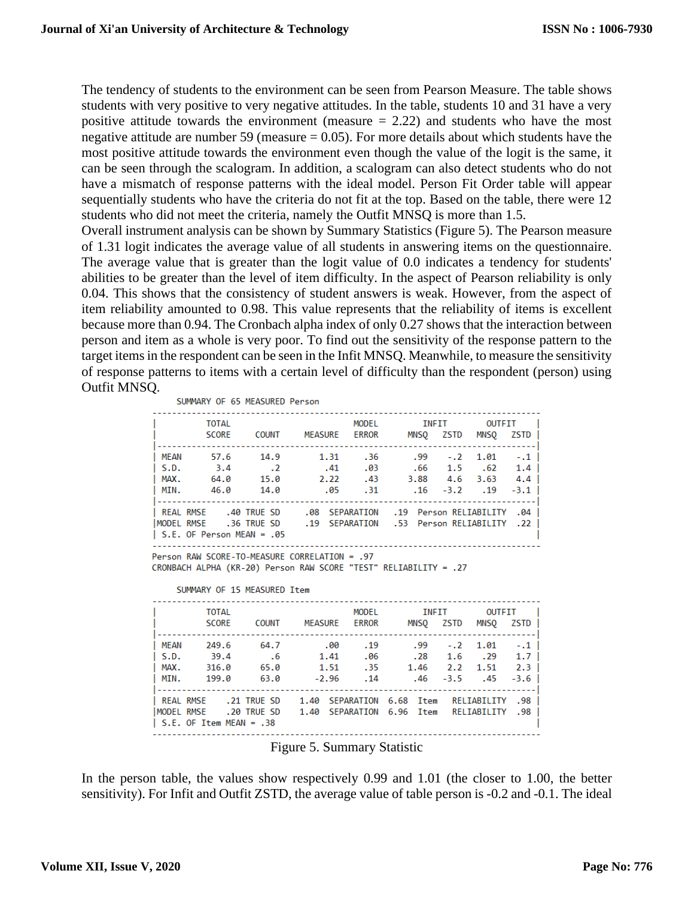The tendency of students to the environment can be seen from Pearson Measure. The table shows students with very positive to very negative attitudes. In the table, students 10 and 31 have a very positive attitude towards the environment (measure = 2.22) and students who have the most negative attitude are number 59 (measure = 0.05). For more details about which students have the most positive attitude towards the environment even though the value of the logit is the same, it can be seen through the scalogram. In addition, a scalogram can also detect students who do not have a mismatch of response patterns with the ideal model. Person Fit Order table will appear sequentially students who have the criteria do not fit at the top. Based on the table, there were 12 students who did not meet the criteria, namely the Outfit MNSQ is more than 1.5.

Overall instrument analysis can be shown by Summary Statistics (Figure 5). The Pearson measure of 1.31 logit indicates the average value of all students in answering items on the questionnaire. The average value that is greater than the logit value of 0.0 indicates a tendency for students' abilities to be greater than the level of item difficulty. In the aspect of Pearson reliability is only 0.04. This shows that the consistency of student answers is weak. However, from the aspect of item reliability amounted to 0.98. This value represents that the reliability of items is excellent because more than 0.94. The Cronbach alpha index of only 0.27 shows that the interaction between person and item as a whole is very poor. To find out the sensitivity of the response pattern to the target items in the respondent can be seen in the Infit MNSQ. Meanwhile, to measure the sensitivity of response patterns to items with a certain level of difficulty than the respondent (person) using Outfit MNSQ.

```
     SUMMARY OF 65 MEASURED Person
-------------------------------------------------------------------------------
|          TOTAL                         MODEL         INFIT        OUTFIT    |
|          SCORE     COUNT    MEASURE    ERROR      MNSQ   ZSTD   MNSQ   ZSTD |
|-----------------------------------------------------------------------------|
| MEAN      57.6      14.9       1.31      .36       .99    -.2   1.01    -.1 |
| S.D.       3.4        .2        .41      .03       .66    1.5    .62    1.4 |
| MAX.      64.0      15.0       2.22      .43      3.88    4.6   3.63    4.4 |
| MIN.      46.0      14.0        .05      .31       .16   -3.2    .19   -3.1 |
|-----------------------------------------------------------------------------|
| REAL RMSE    .40 TRUE SD     .08  SEPARATION   .19  Person RELIABILITY  .04 |
|MODEL RMSE    .36 TRUE SD     .19  SEPARATION   .53  Person RELIABILITY  .22 |
| S.E. OF Person MEAN = .05                                                   |
-------------------------------------------------------------------------------
Person RAW SCORE-TO-MEASURE CORRELATION = .97
CRONBACH ALPHA (KR-20) Person RAW SCORE "TEST" RELIABILITY = .27

     SUMMARY OF 15 MEASURED Item
-------------------------------------------------------------------------------
|          TOTAL                         MODEL         INFIT        OUTFIT    |
|          SCORE     COUNT    MEASURE    ERROR      MNSQ   ZSTD   MNSQ   ZSTD |
|-----------------------------------------------------------------------------|
| MEAN     249.6      64.7        .00      .19       .99    -.2   1.01    -.1 |
| S.D.      39.4        .6       1.41      .06       .28    1.6    .29    1.7 |
| MAX.     316.0      65.0       1.51      .35      1.46    2.2   1.51    2.3 |
| MIN.     199.0      63.0      -2.96      .14       .46   -3.5    .45   -3.6 |
|-----------------------------------------------------------------------------|
| REAL RMSE    .21 TRUE SD    1.40  SEPARATION  6.68  Item   RELIABILITY  .98 |
|MODEL RMSE    .20 TRUE SD    1.40  SEPARATION  6.96  Item   RELIABILITY  .98 |
| S.E. OF Item MEAN = .38                                                     |
-------------------------------------------------------------------------------
```

Figure 5. Summary Statistic

In the person table, the values show respectively 0.99 and 1.01 (the closer to 1.00, the better sensitivity). For Infit and Outfit ZSTD, the average value of table person is -0.2 and -0.1. The ideal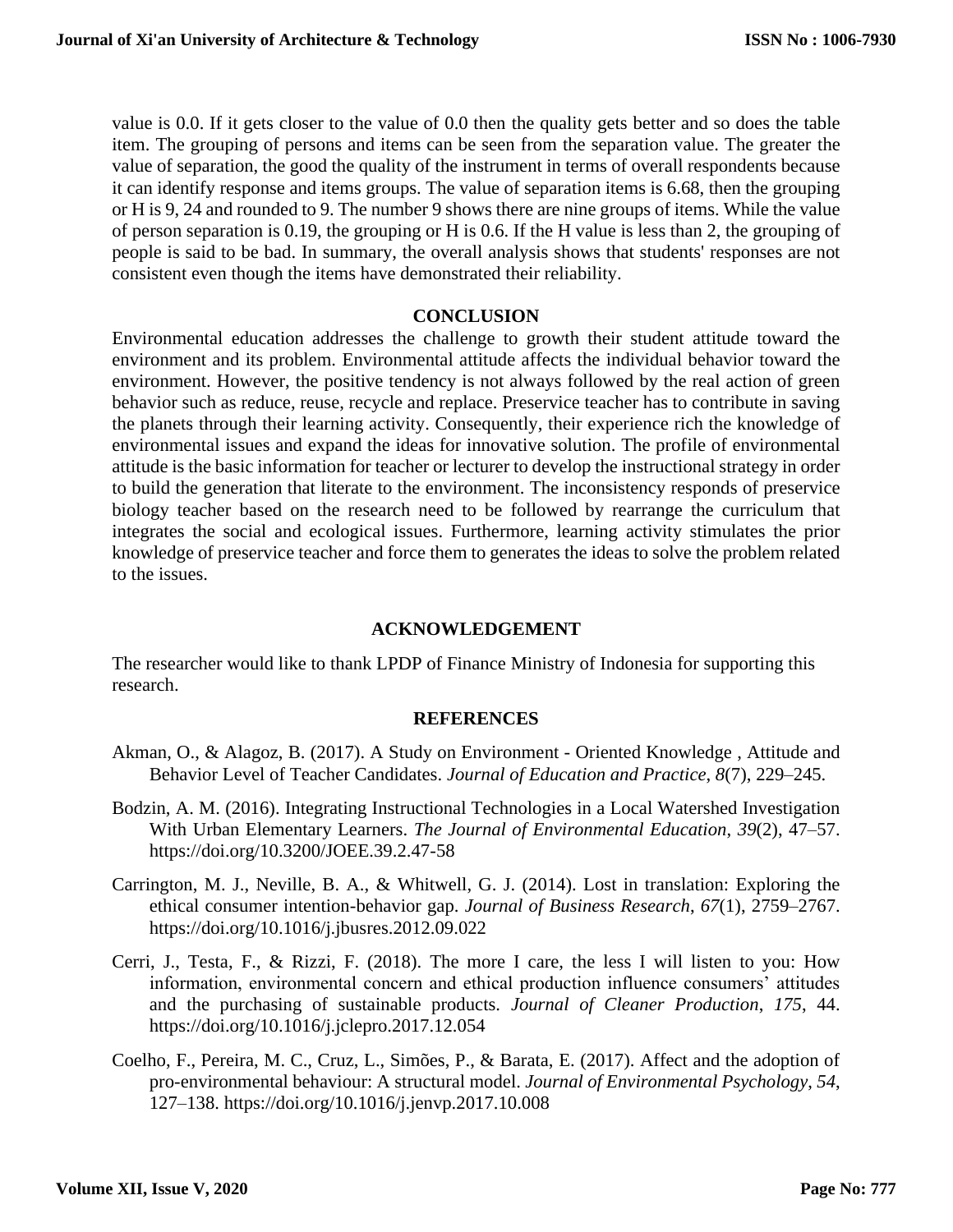value is 0.0. If it gets closer to the value of 0.0 then the quality gets better and so does the table item. The grouping of persons and items can be seen from the separation value. The greater the value of separation, the good the quality of the instrument in terms of overall respondents because it can identify response and items groups. The value of separation items is 6.68, then the grouping or H is 9, 24 and rounded to 9. The number 9 shows there are nine groups of items. While the value of person separation is 0.19, the grouping or H is 0.6. If the H value is less than 2, the grouping of people is said to be bad. In summary, the overall analysis shows that students' responses are not consistent even though the items have demonstrated their reliability.

## CONCLUSION

Environmental education addresses the challenge to growth their student attitude toward the environment and its problem. Environmental attitude affects the individual behavior toward the environment. However, the positive tendency is not always followed by the real action of green behavior such as reduce, reuse, recycle and replace. Preservice teacher has to contribute in saving the planets through their learning activity. Consequently, their experience rich the knowledge of environmental issues and expand the ideas for innovative solution. The profile of environmental attitude is the basic information for teacher or lecturer to develop the instructional strategy in order to build the generation that literate to the environment. The inconsistency responds of preservice biology teacher based on the research need to be followed by rearrange the curriculum that integrates the social and ecological issues. Furthermore, learning activity stimulates the prior knowledge of preservice teacher and force them to generates the ideas to solve the problem related to the issues.

## ACKNOWLEDGEMENT

The researcher would like to thank LPDP of Finance Ministry of Indonesia for supporting this research.

## REFERENCES

Akman, O., & Alagoz, B. (2017). A Study on Environment - Oriented Knowledge , Attitude and Behavior Level of Teacher Candidates. *Journal of Education and Practice*, *8*(7), 229–245.

Bodzin, A. M. (2016). Integrating Instructional Technologies in a Local Watershed Investigation With Urban Elementary Learners. *The Journal of Environmental Education*, *39*(2), 47–57. https://doi.org/10.3200/JOEE.39.2.47-58

Carrington, M. J., Neville, B. A., & Whitwell, G. J. (2014). Lost in translation: Exploring the ethical consumer intention-behavior gap. *Journal of Business Research*, *67*(1), 2759–2767. https://doi.org/10.1016/j.jbusres.2012.09.022

Cerri, J., Testa, F., & Rizzi, F. (2018). The more I care, the less I will listen to you: How information, environmental concern and ethical production influence consumers' attitudes and the purchasing of sustainable products. *Journal of Cleaner Production*, *175*, 44. https://doi.org/10.1016/j.jclepro.2017.12.054

Coelho, F., Pereira, M. C., Cruz, L., Simões, P., & Barata, E. (2017). Affect and the adoption of pro-environmental behaviour: A structural model. *Journal of Environmental Psychology*, *54*, 127–138. https://doi.org/10.1016/j.jenvp.2017.10.008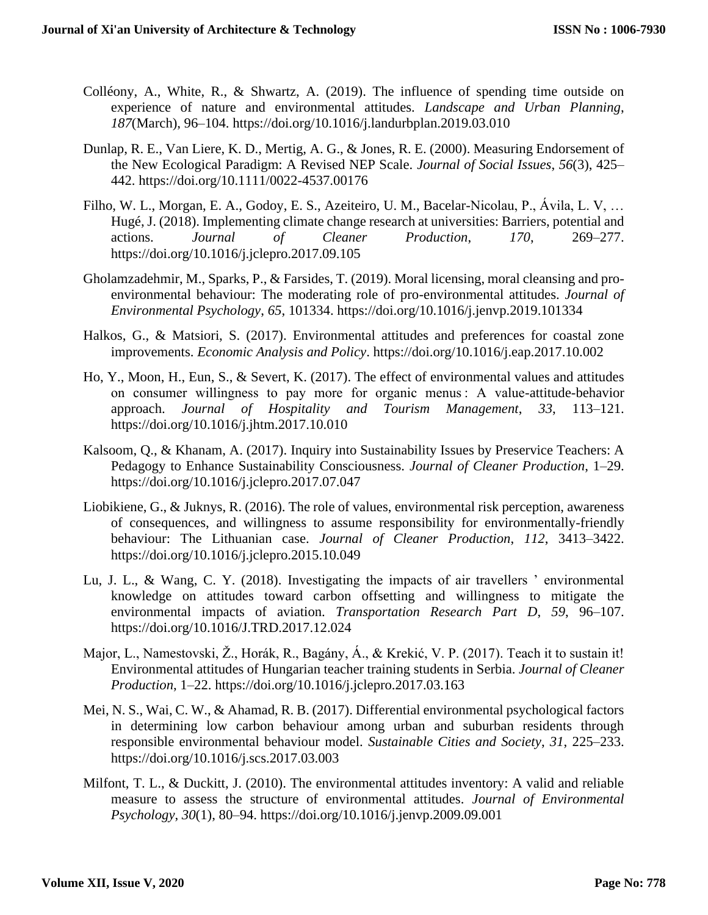Colléony, A., White, R., & Shwartz, A. (2019). The influence of spending time outside on experience of nature and environmental attitudes. *Landscape and Urban Planning*, *187*(March), 96–104. https://doi.org/10.1016/j.landurbplan.2019.03.010

Dunlap, R. E., Van Liere, K. D., Mertig, A. G., & Jones, R. E. (2000). Measuring Endorsement of the New Ecological Paradigm: A Revised NEP Scale. *Journal of Social Issues*, *56*(3), 425–442. https://doi.org/10.1111/0022-4537.00176

Filho, W. L., Morgan, E. A., Godoy, E. S., Azeiteiro, U. M., Bacelar-Nicolau, P., Ávila, L. V, … Hugé, J. (2018). Implementing climate change research at universities: Barriers, potential and actions. *Journal of Cleaner Production*, *170*, 269–277. https://doi.org/10.1016/j.jclepro.2017.09.105

Gholamzadehmir, M., Sparks, P., & Farsides, T. (2019). Moral licensing, moral cleansing and pro-environmental behaviour: The moderating role of pro-environmental attitudes. *Journal of Environmental Psychology*, *65*, 101334. https://doi.org/10.1016/j.jenvp.2019.101334

Halkos, G., & Matsiori, S. (2017). Environmental attitudes and preferences for coastal zone improvements. *Economic Analysis and Policy*. https://doi.org/10.1016/j.eap.2017.10.002

Ho, Y., Moon, H., Eun, S., & Severt, K. (2017). The effect of environmental values and attitudes on consumer willingness to pay more for organic menus : A value-attitude-behavior approach. *Journal of Hospitality and Tourism Management*, *33*, 113–121. https://doi.org/10.1016/j.jhtm.2017.10.010

Kalsoom, Q., & Khanam, A. (2017). Inquiry into Sustainability Issues by Preservice Teachers: A Pedagogy to Enhance Sustainability Consciousness. *Journal of Cleaner Production*, 1–29. https://doi.org/10.1016/j.jclepro.2017.07.047

Liobikiene, G., & Juknys, R. (2016). The role of values, environmental risk perception, awareness of consequences, and willingness to assume responsibility for environmentally-friendly behaviour: The Lithuanian case. *Journal of Cleaner Production*, *112*, 3413–3422. https://doi.org/10.1016/j.jclepro.2015.10.049

Lu, J. L., & Wang, C. Y. (2018). Investigating the impacts of air travellers ' environmental knowledge on attitudes toward carbon offsetting and willingness to mitigate the environmental impacts of aviation. *Transportation Research Part D*, *59*, 96–107. https://doi.org/10.1016/J.TRD.2017.12.024

Major, L., Namestovski, Ž., Horák, R., Bagány, Á., & Krekić, V. P. (2017). Teach it to sustain it! Environmental attitudes of Hungarian teacher training students in Serbia. *Journal of Cleaner Production*, 1–22. https://doi.org/10.1016/j.jclepro.2017.03.163

Mei, N. S., Wai, C. W., & Ahamad, R. B. (2017). Differential environmental psychological factors in determining low carbon behaviour among urban and suburban residents through responsible environmental behaviour model. *Sustainable Cities and Society*, *31*, 225–233. https://doi.org/10.1016/j.scs.2017.03.003

Milfont, T. L., & Duckitt, J. (2010). The environmental attitudes inventory: A valid and reliable measure to assess the structure of environmental attitudes. *Journal of Environmental Psychology*, *30*(1), 80–94. https://doi.org/10.1016/j.jenvp.2009.09.001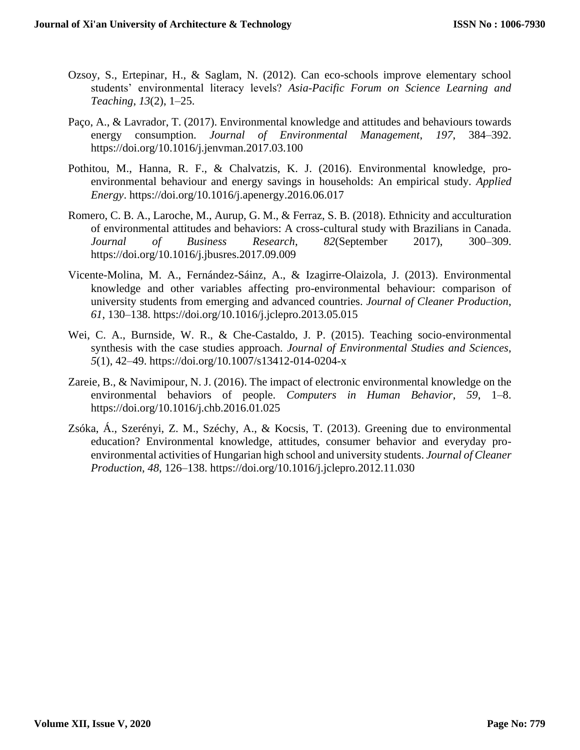Ozsoy, S., Ertepinar, H., & Saglam, N. (2012). Can eco-schools improve elementary school students' environmental literacy levels? *Asia-Pacific Forum on Science Learning and Teaching*, *13*(2), 1–25.

Paço, A., & Lavrador, T. (2017). Environmental knowledge and attitudes and behaviours towards energy consumption. *Journal of Environmental Management*, *197*, 384–392. https://doi.org/10.1016/j.jenvman.2017.03.100

Pothitou, M., Hanna, R. F., & Chalvatzis, K. J. (2016). Environmental knowledge, pro-environmental behaviour and energy savings in households: An empirical study. *Applied Energy*. https://doi.org/10.1016/j.apenergy.2016.06.017

Romero, C. B. A., Laroche, M., Aurup, G. M., & Ferraz, S. B. (2018). Ethnicity and acculturation of environmental attitudes and behaviors: A cross-cultural study with Brazilians in Canada. *Journal of Business Research*, *82*(September 2017), 300–309. https://doi.org/10.1016/j.jbusres.2017.09.009

Vicente-Molina, M. A., Fernández-Sáinz, A., & Izagirre-Olaizola, J. (2013). Environmental knowledge and other variables affecting pro-environmental behaviour: comparison of university students from emerging and advanced countries. *Journal of Cleaner Production*, *61*, 130–138. https://doi.org/10.1016/j.jclepro.2013.05.015

Wei, C. A., Burnside, W. R., & Che-Castaldo, J. P. (2015). Teaching socio-environmental synthesis with the case studies approach. *Journal of Environmental Studies and Sciences*, *5*(1), 42–49. https://doi.org/10.1007/s13412-014-0204-x

Zareie, B., & Navimipour, N. J. (2016). The impact of electronic environmental knowledge on the environmental behaviors of people. *Computers in Human Behavior*, *59*, 1–8. https://doi.org/10.1016/j.chb.2016.01.025

Zsóka, Á., Szerényi, Z. M., Széchy, A., & Kocsis, T. (2013). Greening due to environmental education? Environmental knowledge, attitudes, consumer behavior and everyday pro-environmental activities of Hungarian high school and university students. *Journal of Cleaner Production*, *48*, 126–138. https://doi.org/10.1016/j.jclepro.2012.11.030